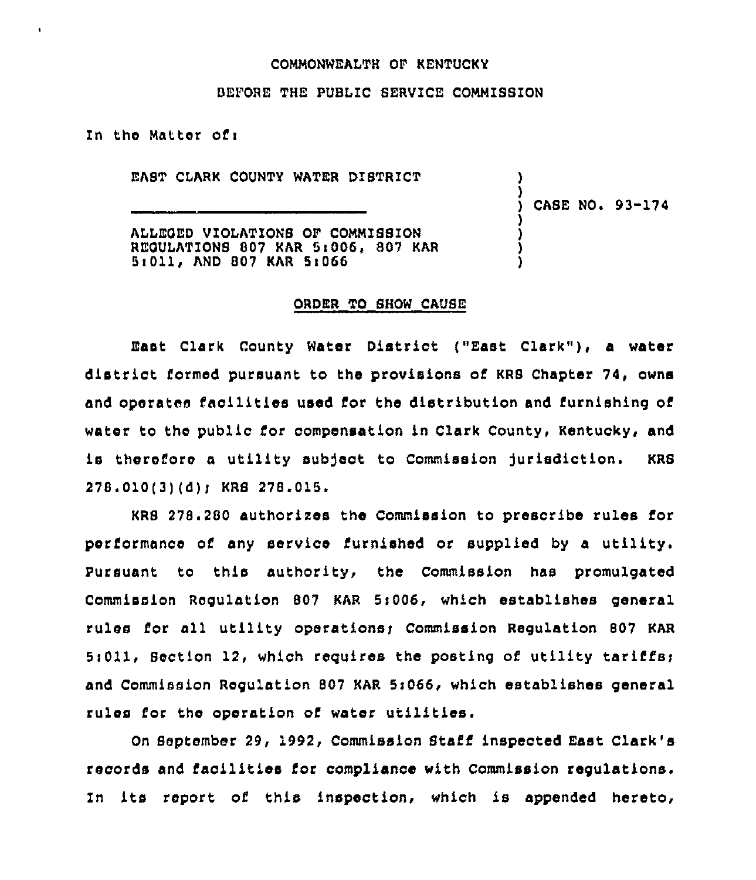COMMONWEALTH OF KENTUCKY

BEFORE THE PUBLIC SERVICE COMMISSION

In the Matter of:

EAST CLARK COUNTY WATER DISTRICT

ALLEGED VIOLATIONS OF COMMISSION REGULATIONS 807 KAR 5:006, 807 KAR 5:011, AND 807 KAR 5:066

) CASE NO. 93-174

ORDER TO SHOW CAUSE

East Clark County Water District ("East Clark"), a water district formed pursuant to the provisions of KRS Chapter 74, owns and operates facilities used for the distribution and furnishing of water to the public for compensation in Clark County, Kentucky, and is therefore a utility subject to Commission jurisdiction. KRS 278.010(3)(d); KRS 278.015.

KRS 278.280 authorizes the Commission to prescribe rules for performance of any service furnished or supplied by a utility. Pursuant to this authority, the Commission has promulgated Commission Regulation 807 KAR 5:006, which establishes general rules for all utility operations; Commission Regulation 807 KAR 5:011, Section 12, which requires the posting of utility tariffs; and Commission Regulation 807 KAR 5:066, which establishes general rules for the operation of water utilities.

On September 29, 1992, Commission Staff inspected East Clark's records and facilities for compliance with Commission regulations. In its report of this inspection, which is appended hereto,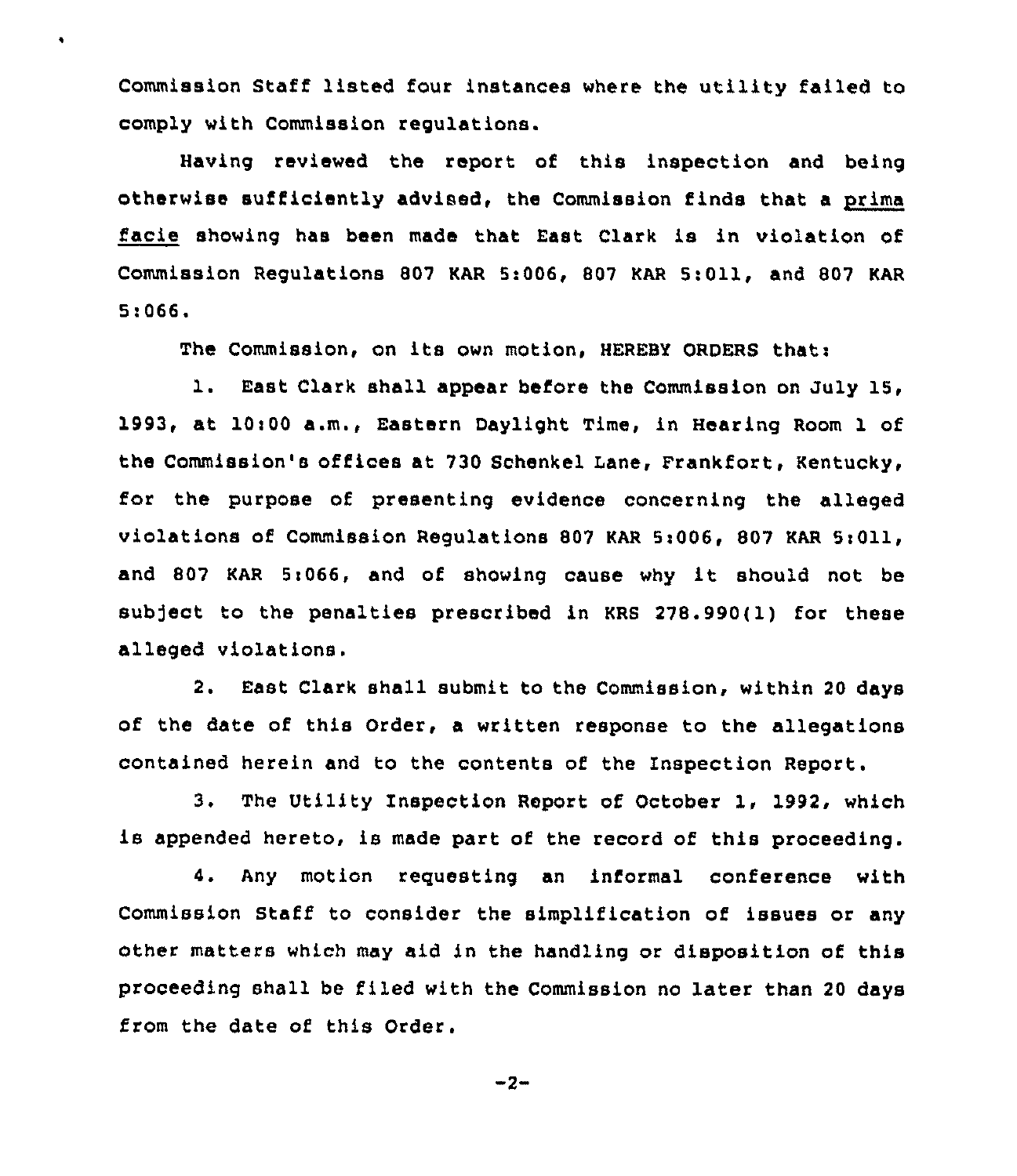Commission Staff listed four instances where the utility failed to comply with Commission regulations.

Having reviewed the report of this inspection and being otherwise sufficiently advised, the Commission finds that a prima facie showing has been made that East Clark is in violation of Commission Regulations 807 KAR 5:006, 807 KAR 5:011, and 807 KAR 5:066.

The Commission, on its own motion, HEREBY ORDERS that:

1. East Clark shall appear before the Commission on July 15, 1993, at 10:00 a.m., Eastern Daylight Time, in Hearing Room 1 of the Commission's offices at 730 Schenkel Lane, Frankfort, Kentucky, for the purpose of presenting evidence concerning the alleged violations of Commission Regulations 807 KAR 5:006, 807 KAR 5:011, and 807 KAR 5:066, and of showing cause why it should not be subject to the penalties prescribed in KRS 278.990(1) for these alleged violations.

2. East Clark shall submit to the Commission, within 20 days of the date of this Order, a written response to the allegations contained herein and to the contents of the Inspection Report.

3. The Utility Inspection Report of October 1, 1992, which is appended hereto, is made part of the record of this proceeding.

4. Any motion requesting an informal conference with Commission Staff to consider the simplification of issues or any other matters which may aid in the handling or disposition of this proceeding shall be filed with the Commission no later than 20 days from the date of this Order.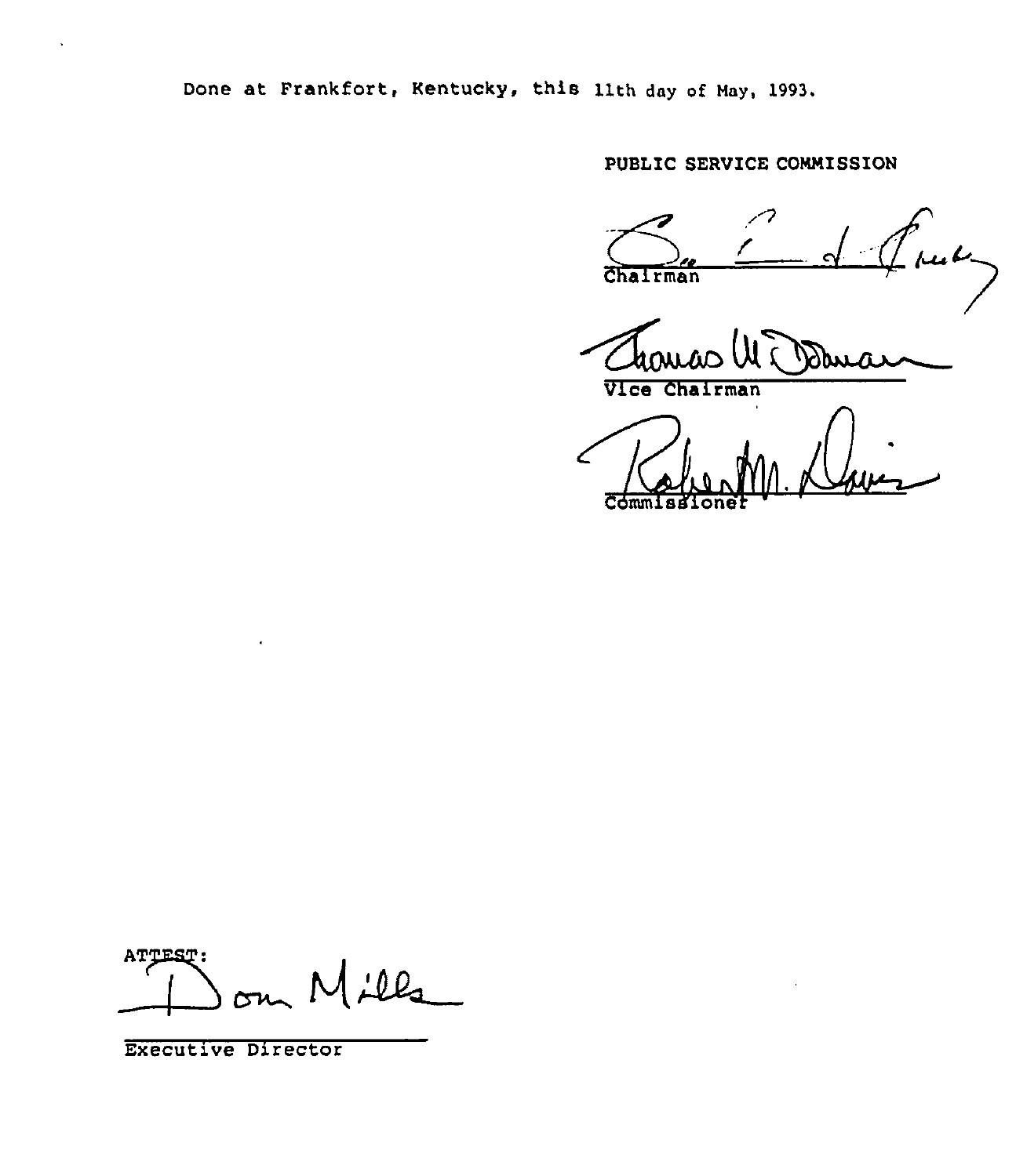Done at Frankfort, Kentucky, this 11th day of May, 1993.

PUBLIC SERVICE COMMISSION

Chairman

Vice Chairman

Commissioner

ATTEST:

Executive Director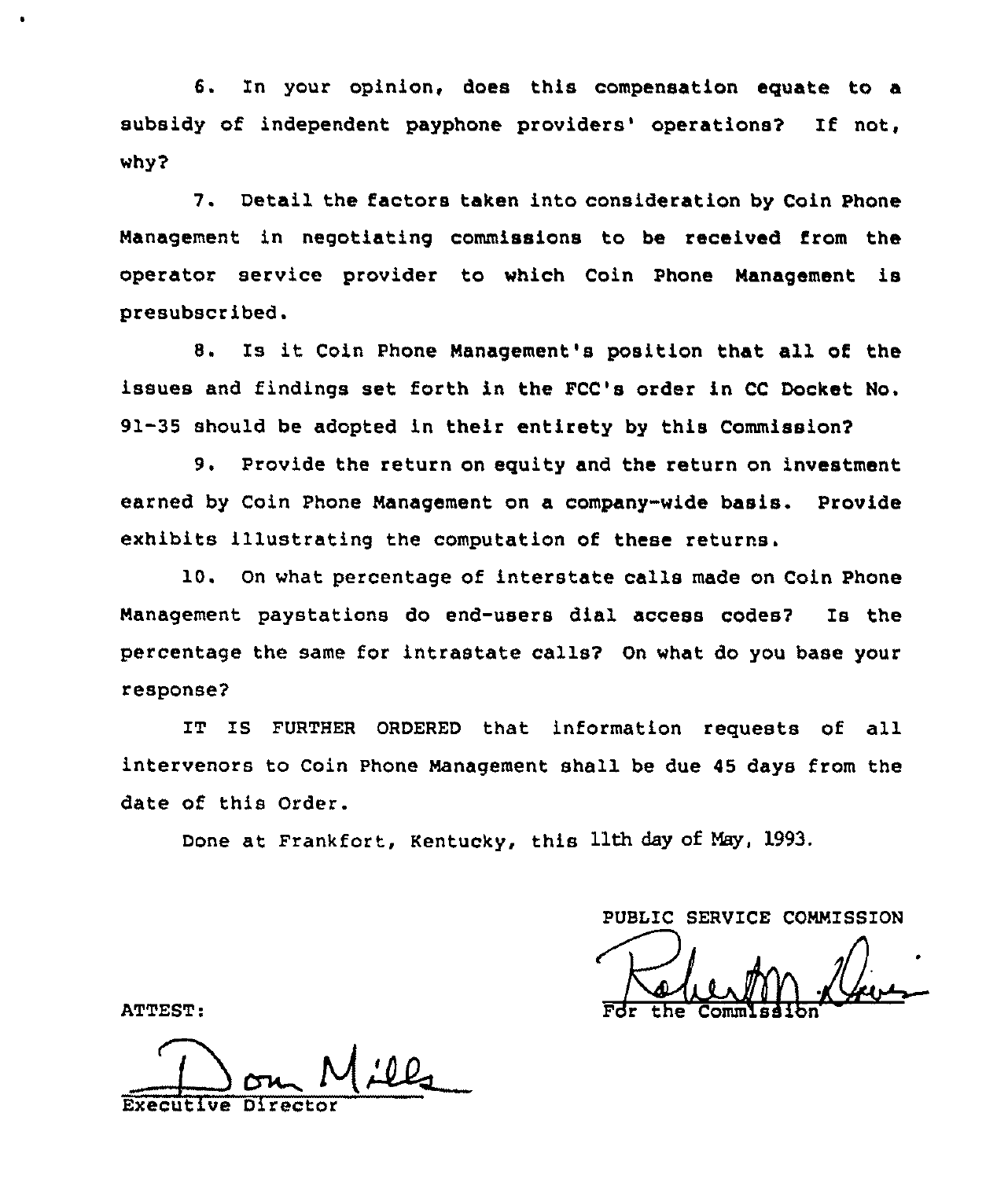6. In your opinion, does this compensation equate to a subsidy of independent payphone providers' operations? If not, why?

7. Detail the factors taken into consideration by Coin Phone Management in negotiating commissions to be received from the operator service provider to which Coin Phone Management is presubscribed.

8. Is it Coin Phone Management's position that all of the issues and findings set forth in the FCC's order in CC Docket No. 91-35 should be adopted in their entirety by this Commission?

9. Provide the return on equity and the return on investment earned by Coin Phone Management on a company-wide basis. Provide exhibits illustrating the computation of these returns.

10. On what percentage of interstate calls made on Coin Phone Management paystations do end-users dial access codes? Is the percentage the same for intrastate calls? On what do you base your response?

IT IS FURTHER ORDERED that information requests of all intervenors to Coin Phone Management shall be due 45 days from the date of this Order.

Done at Frankfort, Kentucky, this 11th day of May, 1993.

PUBLIC SERVICE COMMISSION

For the Commission

ATTEST:

Executive Director